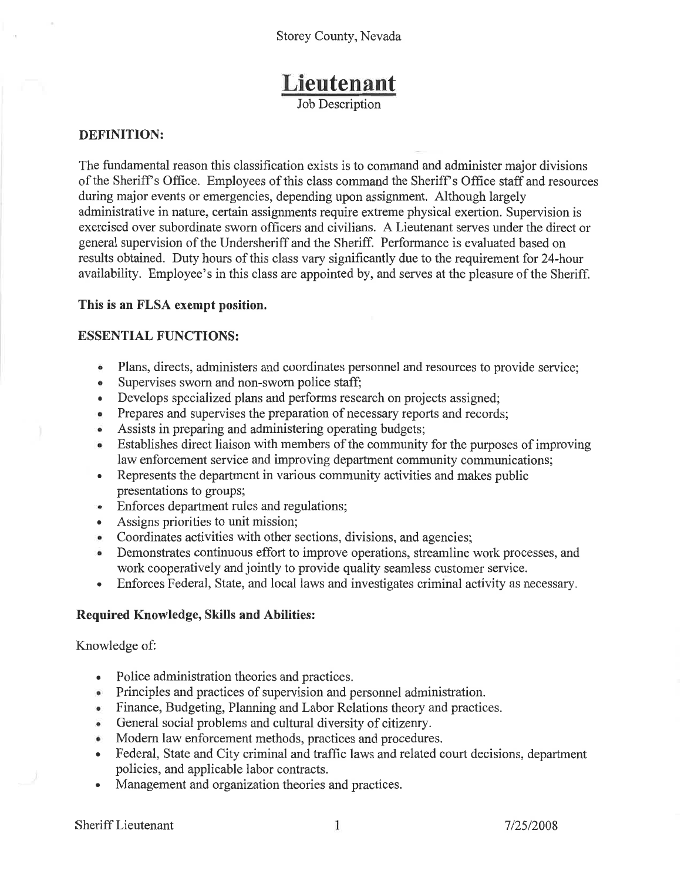Storey County, Nevada

# Lieutenant

Job Description

## DEFINITION:

The fundamental reason this classification exists is to command and administer major divisions of the Sheriff's Office. Employees of this class command the Sheriff's Office staff and resources during major events or emergencies, depending upon assignment. Although largely administrative in nature, certain assignments require extreme physical exertion. Supervision is exercised over subordinate sworn officers and civilians. A Lieutenant serves under the direct or general supervision of the Undersheriff and the Sheriff. Performance is evaluated based on results obtained. Duty hours of this class vary significantly due to the requirement for 24-hour availability. Employee's in this class are appointed by, and serves at the pleasure of the Sheriff.

**This is an FLSA exempt position.**

## ESSENTIAL FUNCTIONS:

- Plans, directs, administers and coordinates personnel and resources to provide service;
- Supervises sworn and non-sworn police staff;
- Develops specialized plans and performs research on projects assigned;
- Prepares and supervises the preparation of necessary reports and records;
- Assists in preparing and administering operating budgets;
- Establishes direct liaison with members of the community for the purposes of improving law enforcement service and improving department community communications;
- Represents the department in various community activities and makes public presentations to groups;
- Enforces department rules and regulations;
- Assigns priorities to unit mission;
- Coordinates activities with other sections, divisions, and agencies;
- Demonstrates continuous effort to improve operations, streamline work processes, and work cooperatively and jointly to provide quality seamless customer service.
- Enforces Federal, State, and local laws and investigates criminal activity as necessary.

### Required Knowledge, Skills and Abilities:

Knowledge of:

- Police administration theories and practices.
- Principles and practices of supervision and personnel administration.
- Finance, Budgeting, Planning and Labor Relations theory and practices.
- General social problems and cultural diversity of citizenry.
- Modern law enforcement methods, practices and procedures.
- Federal, State and City criminal and traffic laws and related court decisions, department policies, and applicable labor contracts.
- Management and organization theories and practices.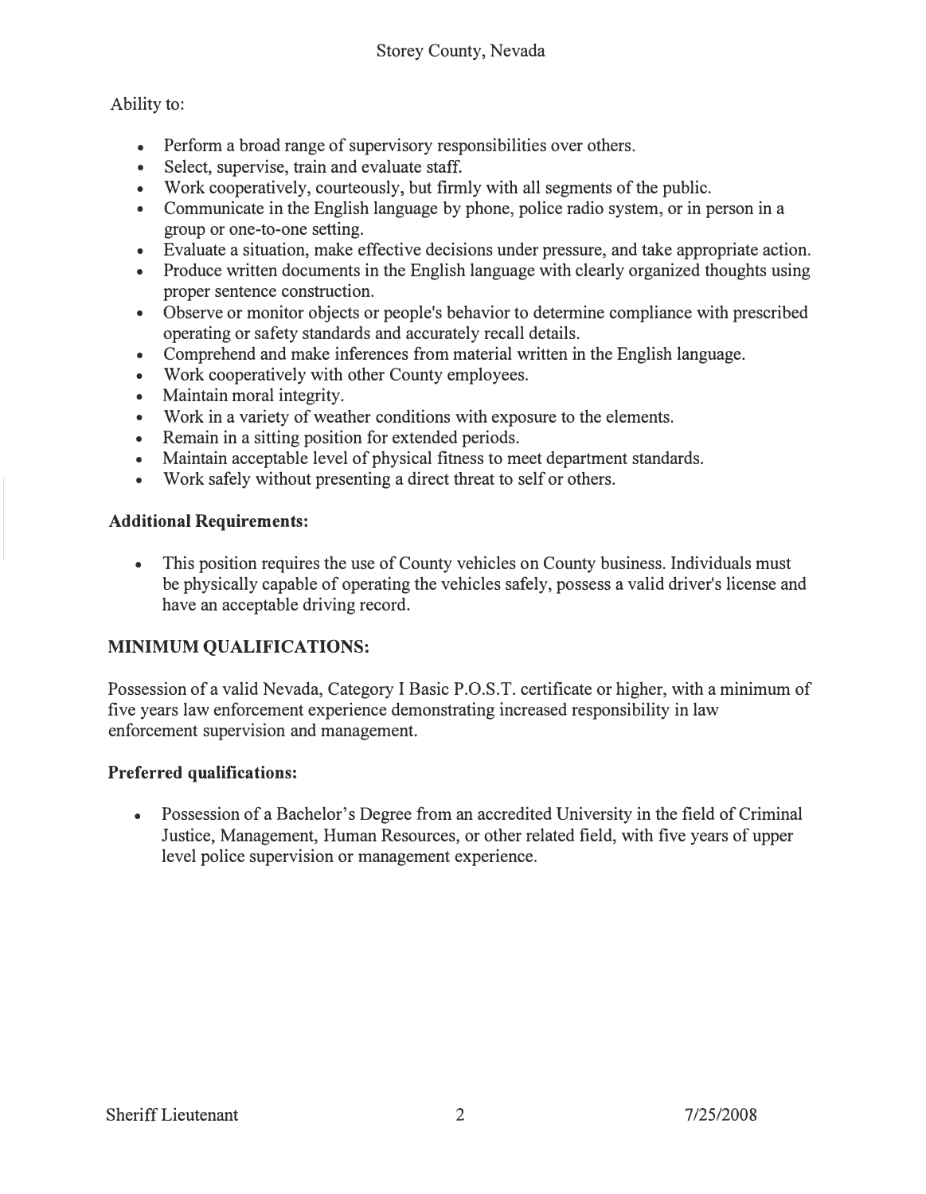Ability to:

- Perform a broad range of supervisory responsibilities over others.
- Select, supervise, train and evaluate staff.
- Work cooperatively, courteously, but firmly with all segments of the public.
- Communicate in the English language by phone, police radio system, or in person in a group or one-to-one setting.
- Evaluate a situation, make effective decisions under pressure, and take appropriate action.
- Produce written documents in the English language with clearly organized thoughts using proper sentence construction.
- Observe or monitor objects or people's behavior to determine compliance with prescribed operating or safety standards and accurately recall details.
- Comprehend and make inferences from material written in the English language.
- Work cooperatively with other County employees.
- Maintain moral integrity.
- Work in a variety of weather conditions with exposure to the elements.
- Remain in a sitting position for extended periods.
- Maintain acceptable level of physical fitness to meet department standards.
- Work safely without presenting a direct threat to self or others.

**Additional Requirements:**

- This position requires the use of County vehicles on County business. Individuals must be physically capable of operating the vehicles safely, possess a valid driver's license and have an acceptable driving record.

## MINIMUM QUALIFICATIONS:

Possession of a valid Nevada, Category I Basic P.O.S.T. certificate or higher, with a minimum of five years law enforcement experience demonstrating increased responsibility in law enforcement supervision and management.

**Preferred qualifications:**

- Possession of a Bachelor's Degree from an accredited University in the field of Criminal Justice, Management, Human Resources, or other related field, with five years of upper level police supervision or management experience.